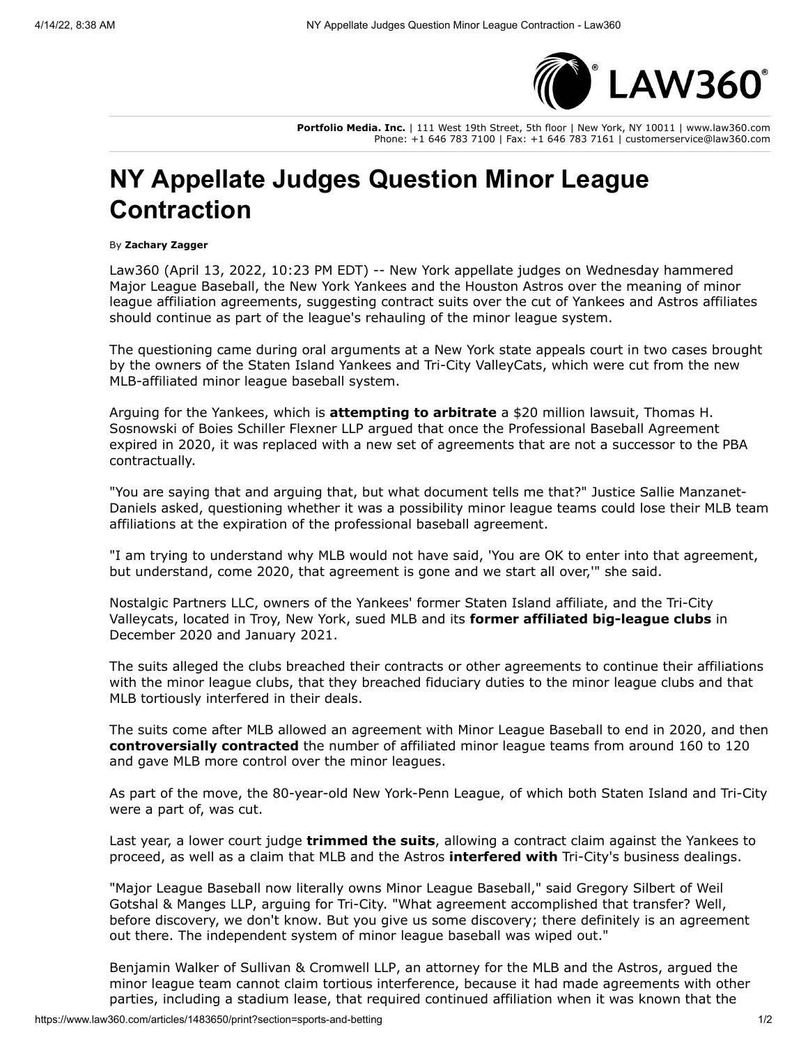Portfolio Media. Inc. | 111 West 19th Street, 5th floor | New York, NY 10011 | www.law360.com
Phone: +1 646 783 7100 | Fax: +1 646 783 7161 | customerservice@law360.com

# NY Appellate Judges Question Minor League Contraction

By **Zachary Zagger**

Law360 (April 13, 2022, 10:23 PM EDT) -- New York appellate judges on Wednesday hammered Major League Baseball, the New York Yankees and the Houston Astros over the meaning of minor league affiliation agreements, suggesting contract suits over the cut of Yankees and Astros affiliates should continue as part of the league's rehauling of the minor league system.

The questioning came during oral arguments at a New York state appeals court in two cases brought by the owners of the Staten Island Yankees and Tri-City ValleyCats, which were cut from the new MLB-affiliated minor league baseball system.

Arguing for the Yankees, which is **attempting to arbitrate** a $20 million lawsuit, Thomas H. Sosnowski of Boies Schiller Flexner LLP argued that once the Professional Baseball Agreement expired in 2020, it was replaced with a new set of agreements that are not a successor to the PBA contractually.

"You are saying that and arguing that, but what document tells me that?" Justice Sallie Manzanet-Daniels asked, questioning whether it was a possibility minor league teams could lose their MLB team affiliations at the expiration of the professional baseball agreement.

"I am trying to understand why MLB would not have said, 'You are OK to enter into that agreement, but understand, come 2020, that agreement is gone and we start all over,'" she said.

Nostalgic Partners LLC, owners of the Yankees' former Staten Island affiliate, and the Tri-City Valleycats, located in Troy, New York, sued MLB and its **former affiliated big-league clubs** in December 2020 and January 2021.

The suits alleged the clubs breached their contracts or other agreements to continue their affiliations with the minor league clubs, that they breached fiduciary duties to the minor league clubs and that MLB tortiously interfered in their deals.

The suits come after MLB allowed an agreement with Minor League Baseball to end in 2020, and then **controversially contracted** the number of affiliated minor league teams from around 160 to 120 and gave MLB more control over the minor leagues.

As part of the move, the 80-year-old New York-Penn League, of which both Staten Island and Tri-City were a part of, was cut.

Last year, a lower court judge **trimmed the suits**, allowing a contract claim against the Yankees to proceed, as well as a claim that MLB and the Astros **interfered with** Tri-City's business dealings.

"Major League Baseball now literally owns Minor League Baseball," said Gregory Silbert of Weil Gotshal & Manges LLP, arguing for Tri-City. "What agreement accomplished that transfer? Well, before discovery, we don't know. But you give us some discovery; there definitely is an agreement out there. The independent system of minor league baseball was wiped out."

Benjamin Walker of Sullivan & Cromwell LLP, an attorney for the MLB and the Astros, argued the minor league team cannot claim tortious interference, because it had made agreements with other parties, including a stadium lease, that required continued affiliation when it was known that the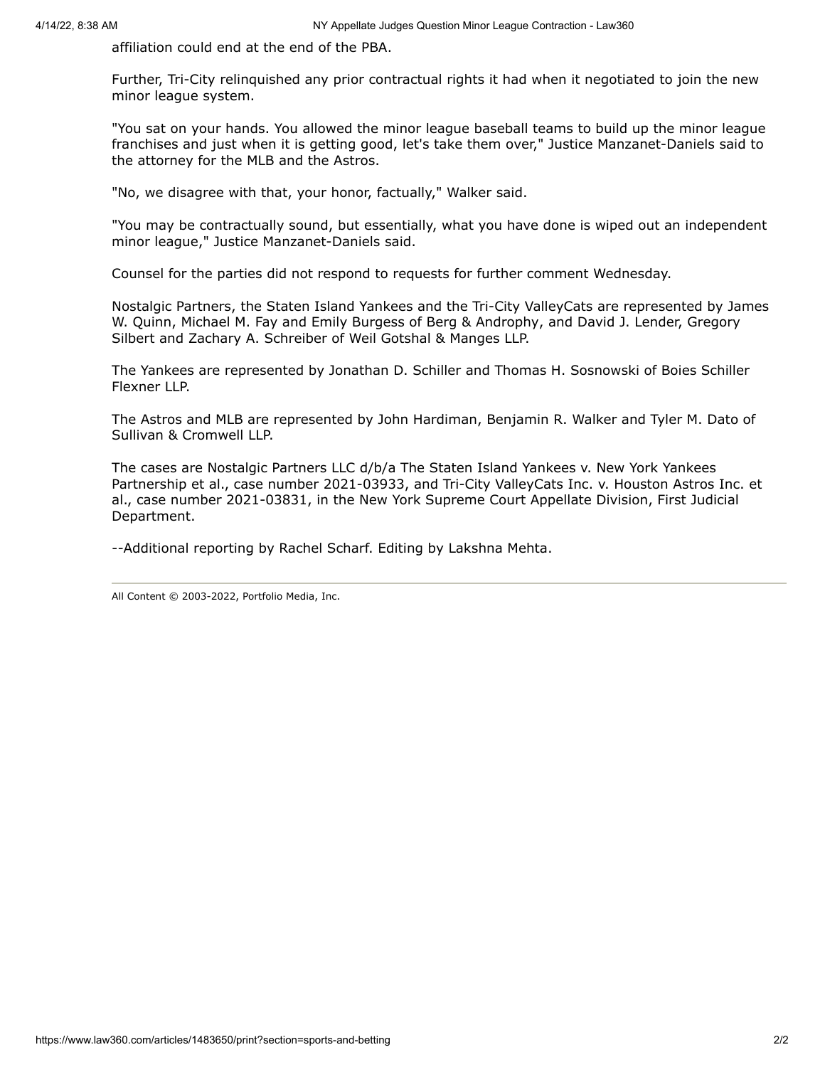affiliation could end at the end of the PBA.

Further, Tri-City relinquished any prior contractual rights it had when it negotiated to join the new minor league system.

"You sat on your hands. You allowed the minor league baseball teams to build up the minor league franchises and just when it is getting good, let's take them over," Justice Manzanet-Daniels said to the attorney for the MLB and the Astros.

"No, we disagree with that, your honor, factually," Walker said.

"You may be contractually sound, but essentially, what you have done is wiped out an independent minor league," Justice Manzanet-Daniels said.

Counsel for the parties did not respond to requests for further comment Wednesday.

Nostalgic Partners, the Staten Island Yankees and the Tri-City ValleyCats are represented by James W. Quinn, Michael M. Fay and Emily Burgess of Berg & Androphy, and David J. Lender, Gregory Silbert and Zachary A. Schreiber of Weil Gotshal & Manges LLP.

The Yankees are represented by Jonathan D. Schiller and Thomas H. Sosnowski of Boies Schiller Flexner LLP.

The Astros and MLB are represented by John Hardiman, Benjamin R. Walker and Tyler M. Dato of Sullivan & Cromwell LLP.

The cases are Nostalgic Partners LLC d/b/a The Staten Island Yankees v. New York Yankees Partnership et al., case number 2021-03933, and Tri-City ValleyCats Inc. v. Houston Astros Inc. et al., case number 2021-03831, in the New York Supreme Court Appellate Division, First Judicial Department.

--Additional reporting by Rachel Scharf. Editing by Lakshna Mehta.

---

All Content © 2003-2022, Portfolio Media, Inc.